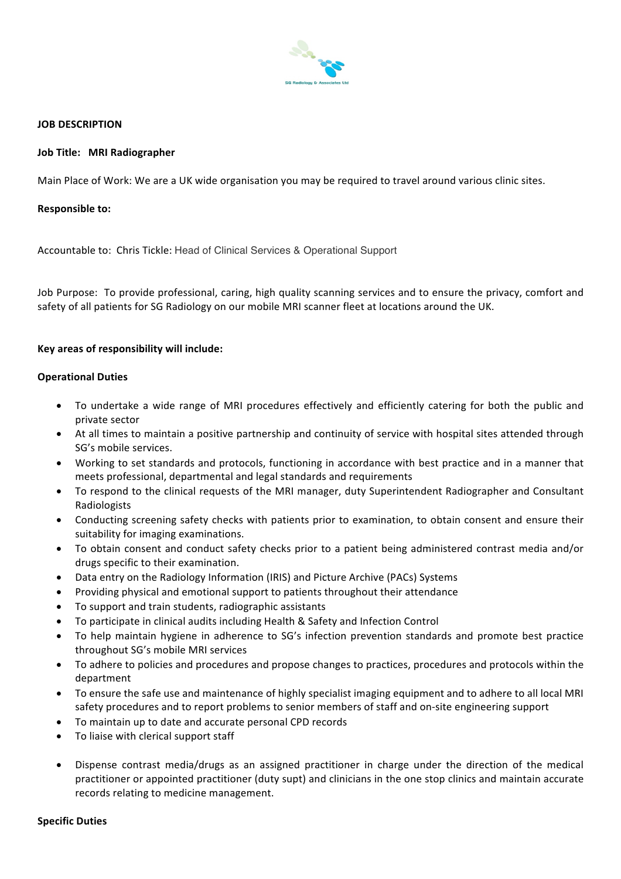SG Radiology & Associates Ltd

**JOB DESCRIPTION**

**Job Title: MRI Radiographer**

Main Place of Work: We are a UK wide organisation you may be required to travel around various clinic sites.

**Responsible to:**

Accountable to: Chris Tickle: Head of Clinical Services & Operational Support

Job Purpose: To provide professional, caring, high quality scanning services and to ensure the privacy, comfort and safety of all patients for SG Radiology on our mobile MRI scanner fleet at locations around the UK.

**Key areas of responsibility will include:**

**Operational Duties**

- To undertake a wide range of MRI procedures effectively and efficiently catering for both the public and private sector
- At all times to maintain a positive partnership and continuity of service with hospital sites attended through SG's mobile services.
- Working to set standards and protocols, functioning in accordance with best practice and in a manner that meets professional, departmental and legal standards and requirements
- To respond to the clinical requests of the MRI manager, duty Superintendent Radiographer and Consultant Radiologists
- Conducting screening safety checks with patients prior to examination, to obtain consent and ensure their suitability for imaging examinations.
- To obtain consent and conduct safety checks prior to a patient being administered contrast media and/or drugs specific to their examination.
- Data entry on the Radiology Information (IRIS) and Picture Archive (PACs) Systems
- Providing physical and emotional support to patients throughout their attendance
- To support and train students, radiographic assistants
- To participate in clinical audits including Health & Safety and Infection Control
- To help maintain hygiene in adherence to SG's infection prevention standards and promote best practice throughout SG's mobile MRI services
- To adhere to policies and procedures and propose changes to practices, procedures and protocols within the department
- To ensure the safe use and maintenance of highly specialist imaging equipment and to adhere to all local MRI safety procedures and to report problems to senior members of staff and on-site engineering support
- To maintain up to date and accurate personal CPD records
- To liaise with clerical support staff
- Dispense contrast media/drugs as an assigned practitioner in charge under the direction of the medical practitioner or appointed practitioner (duty supt) and clinicians in the one stop clinics and maintain accurate records relating to medicine management.

**Specific Duties**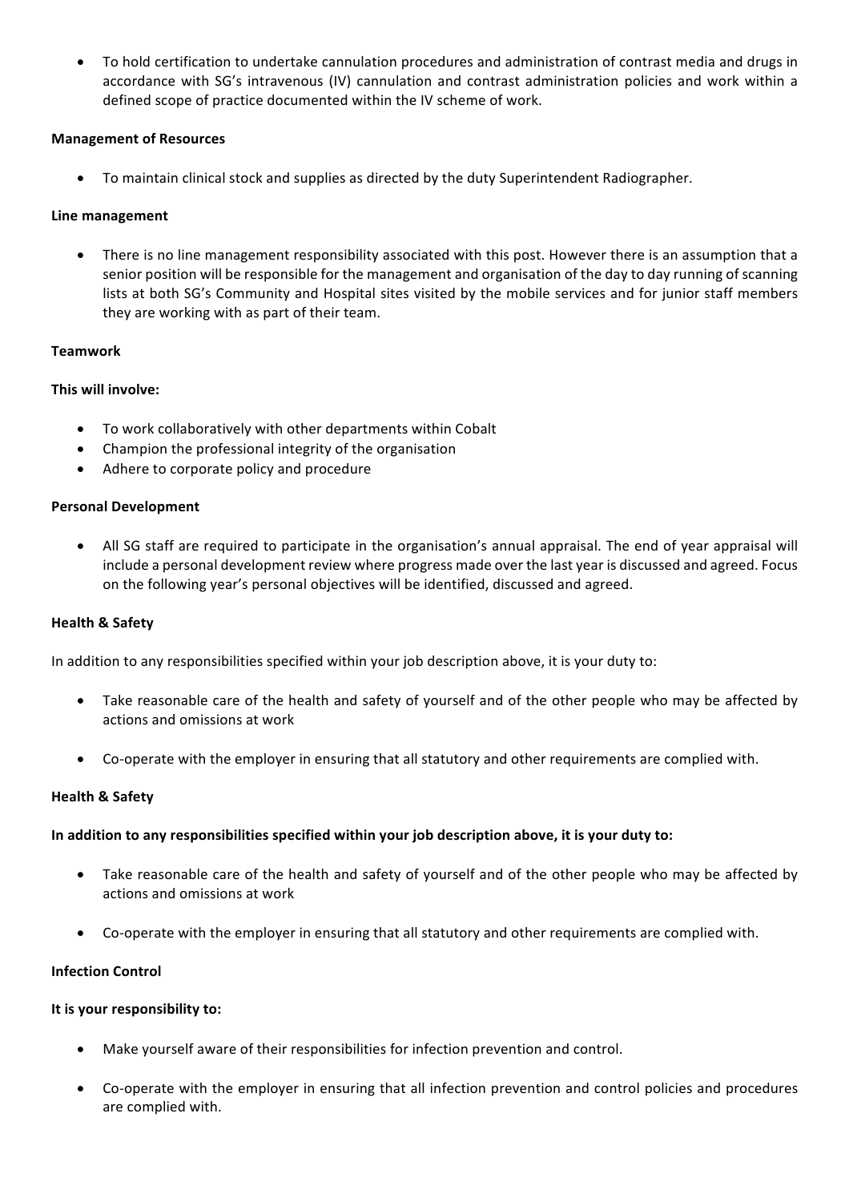- To hold certification to undertake cannulation procedures and administration of contrast media and drugs in accordance with SG's intravenous (IV) cannulation and contrast administration policies and work within a defined scope of practice documented within the IV scheme of work.

**Management of Resources**

- To maintain clinical stock and supplies as directed by the duty Superintendent Radiographer.

**Line management**

- There is no line management responsibility associated with this post. However there is an assumption that a senior position will be responsible for the management and organisation of the day to day running of scanning lists at both SG's Community and Hospital sites visited by the mobile services and for junior staff members they are working with as part of their team.

**Teamwork**

**This will involve:**

- To work collaboratively with other departments within Cobalt
- Champion the professional integrity of the organisation
- Adhere to corporate policy and procedure

**Personal Development**

- All SG staff are required to participate in the organisation's annual appraisal. The end of year appraisal will include a personal development review where progress made over the last year is discussed and agreed. Focus on the following year's personal objectives will be identified, discussed and agreed.

**Health & Safety**

In addition to any responsibilities specified within your job description above, it is your duty to:

- Take reasonable care of the health and safety of yourself and of the other people who may be affected by actions and omissions at work

- Co-operate with the employer in ensuring that all statutory and other requirements are complied with.

**Health & Safety**

**In addition to any responsibilities specified within your job description above, it is your duty to:**

- Take reasonable care of the health and safety of yourself and of the other people who may be affected by actions and omissions at work

- Co-operate with the employer in ensuring that all statutory and other requirements are complied with.

**Infection Control**

**It is your responsibility to:**

- Make yourself aware of their responsibilities for infection prevention and control.

- Co-operate with the employer in ensuring that all infection prevention and control policies and procedures are complied with.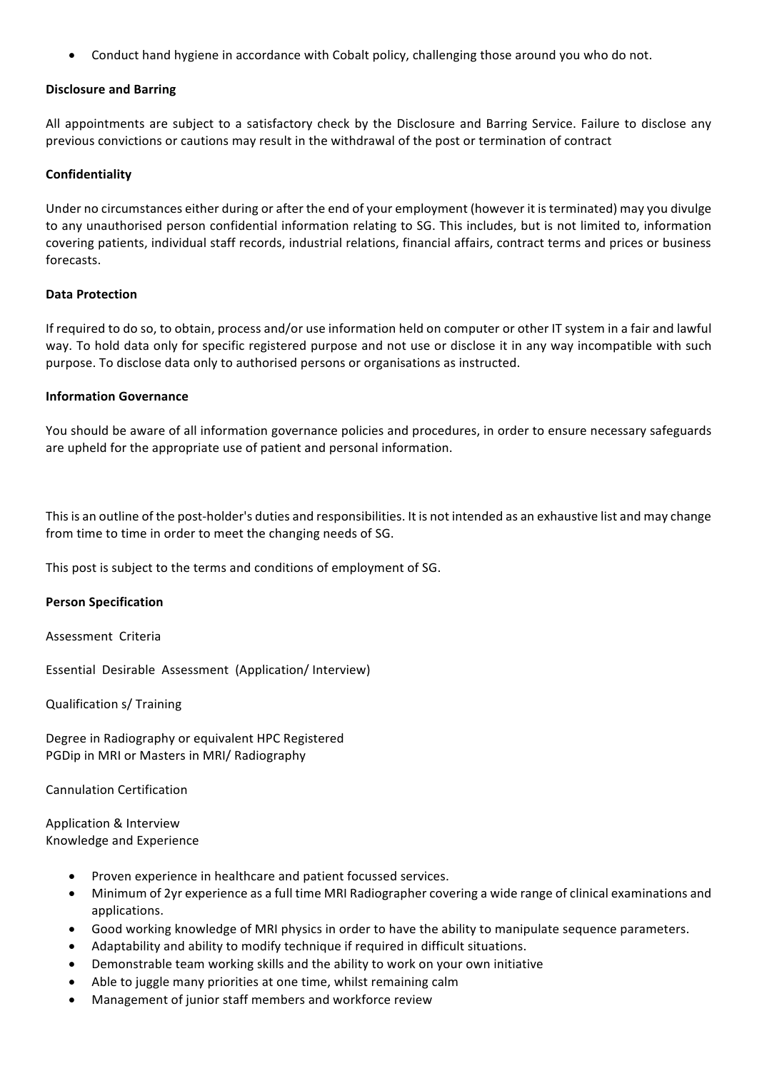- Conduct hand hygiene in accordance with Cobalt policy, challenging those around you who do not.

**Disclosure and Barring**

All appointments are subject to a satisfactory check by the Disclosure and Barring Service. Failure to disclose any previous convictions or cautions may result in the withdrawal of the post or termination of contract

**Confidentiality**

Under no circumstances either during or after the end of your employment (however it is terminated) may you divulge to any unauthorised person confidential information relating to SG. This includes, but is not limited to, information covering patients, individual staff records, industrial relations, financial affairs, contract terms and prices or business forecasts.

**Data Protection**

If required to do so, to obtain, process and/or use information held on computer or other IT system in a fair and lawful way. To hold data only for specific registered purpose and not use or disclose it in any way incompatible with such purpose. To disclose data only to authorised persons or organisations as instructed.

**Information Governance**

You should be aware of all information governance policies and procedures, in order to ensure necessary safeguards are upheld for the appropriate use of patient and personal information.

This is an outline of the post-holder's duties and responsibilities. It is not intended as an exhaustive list and may change from time to time in order to meet the changing needs of SG.

This post is subject to the terms and conditions of employment of SG.

**Person Specification**

Assessment Criteria

Essential Desirable Assessment (Application/ Interview)

Qualification s/ Training

Degree in Radiography or equivalent HPC Registered
PGDip in MRI or Masters in MRI/ Radiography

Cannulation Certification

Application & Interview
Knowledge and Experience

- Proven experience in healthcare and patient focussed services.
- Minimum of 2yr experience as a full time MRI Radiographer covering a wide range of clinical examinations and applications.
- Good working knowledge of MRI physics in order to have the ability to manipulate sequence parameters.
- Adaptability and ability to modify technique if required in difficult situations.
- Demonstrable team working skills and the ability to work on your own initiative
- Able to juggle many priorities at one time, whilst remaining calm
- Management of junior staff members and workforce review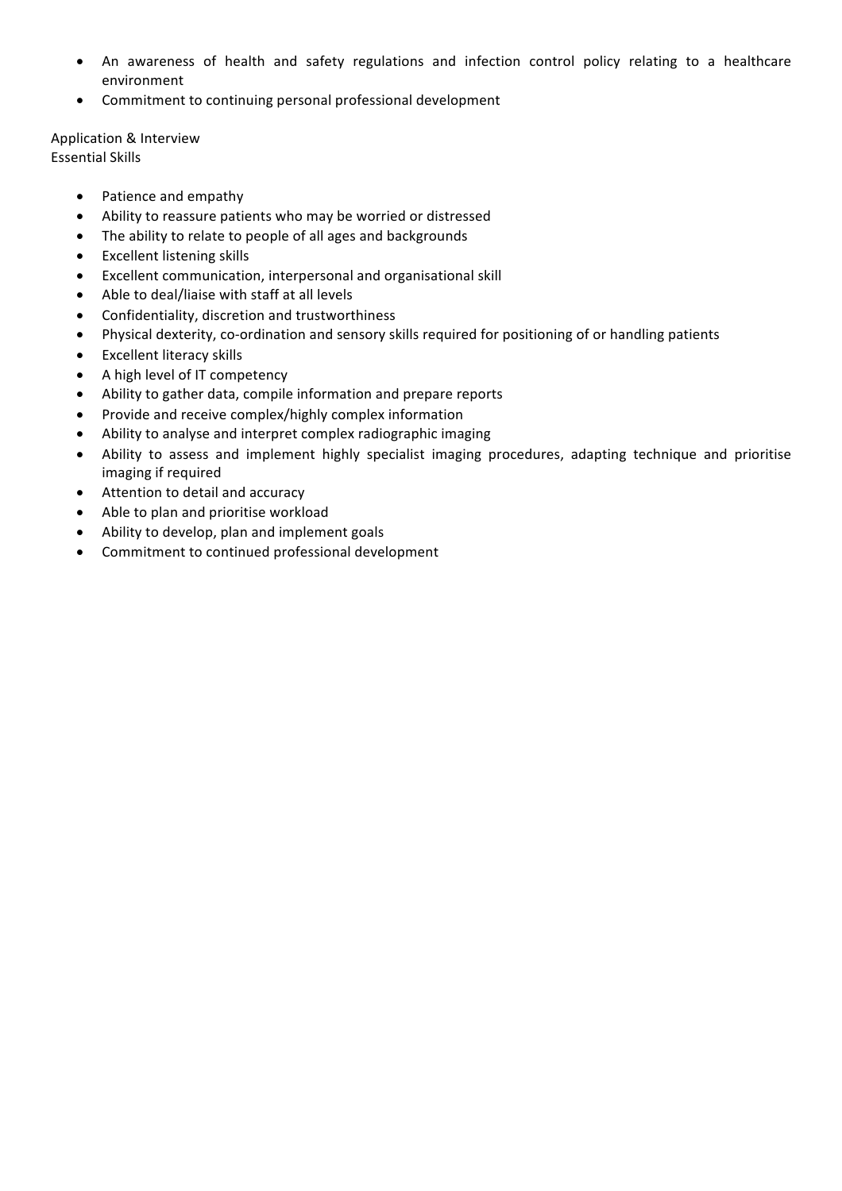- An awareness of health and safety regulations and infection control policy relating to a healthcare environment
- Commitment to continuing personal professional development

Application & Interview
Essential Skills

- Patience and empathy
- Ability to reassure patients who may be worried or distressed
- The ability to relate to people of all ages and backgrounds
- Excellent listening skills
- Excellent communication, interpersonal and organisational skill
- Able to deal/liaise with staff at all levels
- Confidentiality, discretion and trustworthiness
- Physical dexterity, co-ordination and sensory skills required for positioning of or handling patients
- Excellent literacy skills
- A high level of IT competency
- Ability to gather data, compile information and prepare reports
- Provide and receive complex/highly complex information
- Ability to analyse and interpret complex radiographic imaging
- Ability to assess and implement highly specialist imaging procedures, adapting technique and prioritise imaging if required
- Attention to detail and accuracy
- Able to plan and prioritise workload
- Ability to develop, plan and implement goals
- Commitment to continued professional development